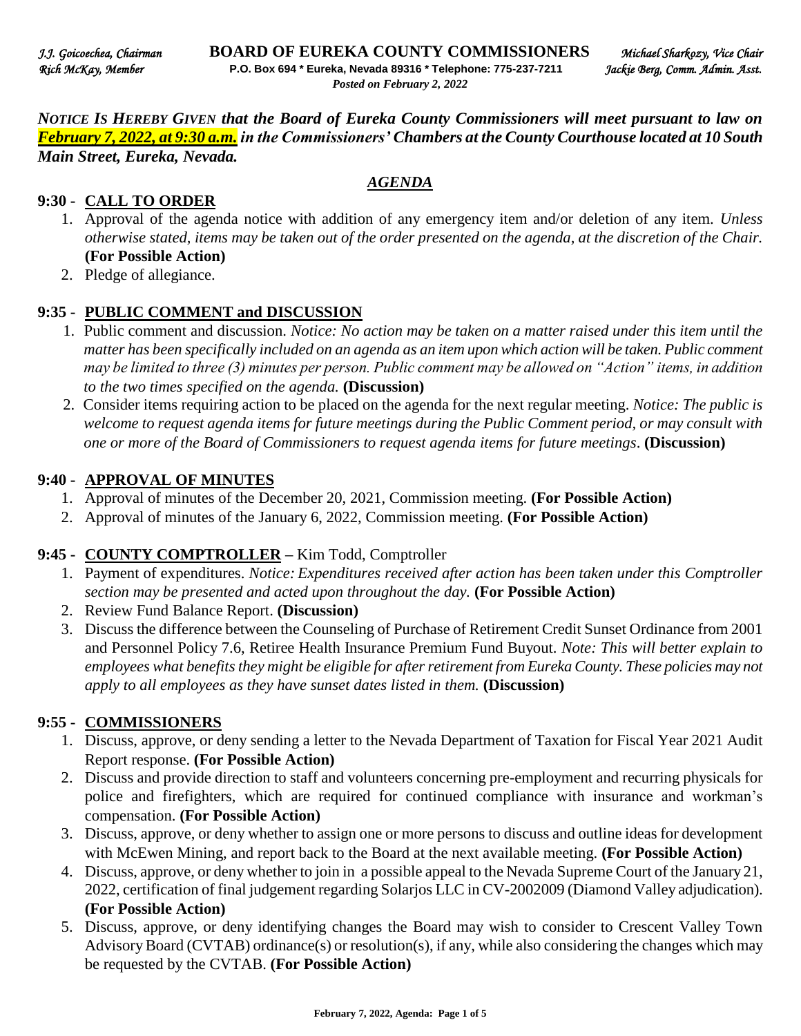*J.J. Goicoechea, Chairman* **BOARD OF EUREKA COUNTY COMMISSIONERS** *Michael Sharkozy, Vice Chair*
*Rich McKay, Member* **P.O. Box 694 * Eureka, Nevada 89316 * Telephone: 775-237-7211** *Jackie Berg, Comm. Admin. Asst.*
*Posted on February 2, 2022*

***NOTICE IS HEREBY GIVEN that the Board of Eureka County Commissioners will meet pursuant to law on February 7, 2022, at 9:30 a.m. in the Commissioners' Chambers at the County Courthouse located at 10 South Main Street, Eureka, Nevada.***

## *AGENDA*

### 9:30 - CALL TO ORDER

1. Approval of the agenda notice with addition of any emergency item and/or deletion of any item. *Unless otherwise stated, items may be taken out of the order presented on the agenda, at the discretion of the Chair.* **(For Possible Action)**
2. Pledge of allegiance.

### 9:35 - PUBLIC COMMENT and DISCUSSION

1. Public comment and discussion. *Notice: No action may be taken on a matter raised under this item until the matter has been specifically included on an agenda as an item upon which action will be taken. Public comment may be limited to three (3) minutes per person. Public comment may be allowed on "Action" items, in addition to the two times specified on the agenda.* **(Discussion)**
2. Consider items requiring action to be placed on the agenda for the next regular meeting. *Notice: The public is welcome to request agenda items for future meetings during the Public Comment period, or may consult with one or more of the Board of Commissioners to request agenda items for future meetings*. **(Discussion)**

### 9:40 - APPROVAL OF MINUTES

1. Approval of minutes of the December 20, 2021, Commission meeting. **(For Possible Action)**
2. Approval of minutes of the January 6, 2022, Commission meeting. **(For Possible Action)**

### 9:45 - COUNTY COMPTROLLER – Kim Todd, Comptroller

1. Payment of expenditures. *Notice: Expenditures received after action has been taken under this Comptroller section may be presented and acted upon throughout the day.* **(For Possible Action)**
2. Review Fund Balance Report. **(Discussion)**
3. Discuss the difference between the Counseling of Purchase of Retirement Credit Sunset Ordinance from 2001 and Personnel Policy 7.6, Retiree Health Insurance Premium Fund Buyout. *Note: This will better explain to employees what benefits they might be eligible for after retirement from Eureka County. These policies may not apply to all employees as they have sunset dates listed in them.* **(Discussion)**

### 9:55 - COMMISSIONERS

1. Discuss, approve, or deny sending a letter to the Nevada Department of Taxation for Fiscal Year 2021 Audit Report response. **(For Possible Action)**
2. Discuss and provide direction to staff and volunteers concerning pre-employment and recurring physicals for police and firefighters, which are required for continued compliance with insurance and workman's compensation. **(For Possible Action)**
3. Discuss, approve, or deny whether to assign one or more persons to discuss and outline ideas for development with McEwen Mining, and report back to the Board at the next available meeting. **(For Possible Action)**
4. Discuss, approve, or deny whether to join in a possible appeal to the Nevada Supreme Court of the January 21, 2022, certification of final judgement regarding Solarjos LLC in CV-2002009 (Diamond Valley adjudication). **(For Possible Action)**
5. Discuss, approve, or deny identifying changes the Board may wish to consider to Crescent Valley Town Advisory Board (CVTAB) ordinance(s) or resolution(s), if any, while also considering the changes which may be requested by the CVTAB. **(For Possible Action)**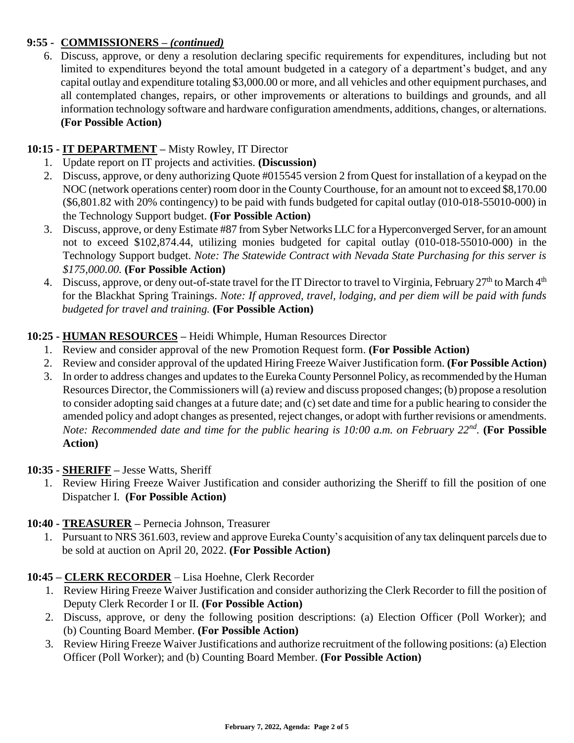**9:55 - COMMISSIONERS – *(continued)***

6. Discuss, approve, or deny a resolution declaring specific requirements for expenditures, including but not limited to expenditures beyond the total amount budgeted in a category of a department's budget, and any capital outlay and expenditure totaling $3,000.00 or more, and all vehicles and other equipment purchases, and all contemplated changes, repairs, or other improvements or alterations to buildings and grounds, and all information technology software and hardware configuration amendments, additions, changes, or alternations. **(For Possible Action)**

**10:15 - IT DEPARTMENT –** Misty Rowley, IT Director

1. Update report on IT projects and activities. **(Discussion)**
2. Discuss, approve, or deny authorizing Quote #015545 version 2 from Quest for installation of a keypad on the NOC (network operations center) room door in the County Courthouse, for an amount not to exceed $8,170.00 ($6,801.82 with 20% contingency) to be paid with funds budgeted for capital outlay (010-018-55010-000) in the Technology Support budget. **(For Possible Action)**
3. Discuss, approve, or deny Estimate #87 from Syber Networks LLC for a Hyperconverged Server, for an amount not to exceed $102,874.44, utilizing monies budgeted for capital outlay (010-018-55010-000) in the Technology Support budget. *Note: The Statewide Contract with Nevada State Purchasing for this server is $175,000.00.* **(For Possible Action)**
4. Discuss, approve, or deny out-of-state travel for the IT Director to travel to Virginia, February 27th to March 4th for the Blackhat Spring Trainings. *Note: If approved, travel, lodging, and per diem will be paid with funds budgeted for travel and training.* **(For Possible Action)**

**10:25 - HUMAN RESOURCES –** Heidi Whimple, Human Resources Director

1. Review and consider approval of the new Promotion Request form. **(For Possible Action)**
2. Review and consider approval of the updated Hiring Freeze Waiver Justification form. **(For Possible Action)**
3. In order to address changes and updates to the Eureka County Personnel Policy, as recommended by the Human Resources Director, the Commissioners will (a) review and discuss proposed changes; (b) propose a resolution to consider adopting said changes at a future date; and (c) set date and time for a public hearing to consider the amended policy and adopt changes as presented, reject changes, or adopt with further revisions or amendments. *Note: Recommended date and time for the public hearing is 10:00 a.m. on February 22nd.* **(For Possible Action)**

**10:35 - SHERIFF –** Jesse Watts, Sheriff

1. Review Hiring Freeze Waiver Justification and consider authorizing the Sheriff to fill the position of one Dispatcher I. **(For Possible Action)**

**10:40 - TREASURER –** Pernecia Johnson, Treasurer

1. Pursuant to NRS 361.603, review and approve Eureka County's acquisition of any tax delinquent parcels due to be sold at auction on April 20, 2022. **(For Possible Action)**

**10:45 – CLERK RECORDER** – Lisa Hoehne, Clerk Recorder

1. Review Hiring Freeze Waiver Justification and consider authorizing the Clerk Recorder to fill the position of Deputy Clerk Recorder I or II. **(For Possible Action)**
2. Discuss, approve, or deny the following position descriptions: (a) Election Officer (Poll Worker); and (b) Counting Board Member. **(For Possible Action)**
3. Review Hiring Freeze Waiver Justifications and authorize recruitment of the following positions: (a) Election Officer (Poll Worker); and (b) Counting Board Member. **(For Possible Action)**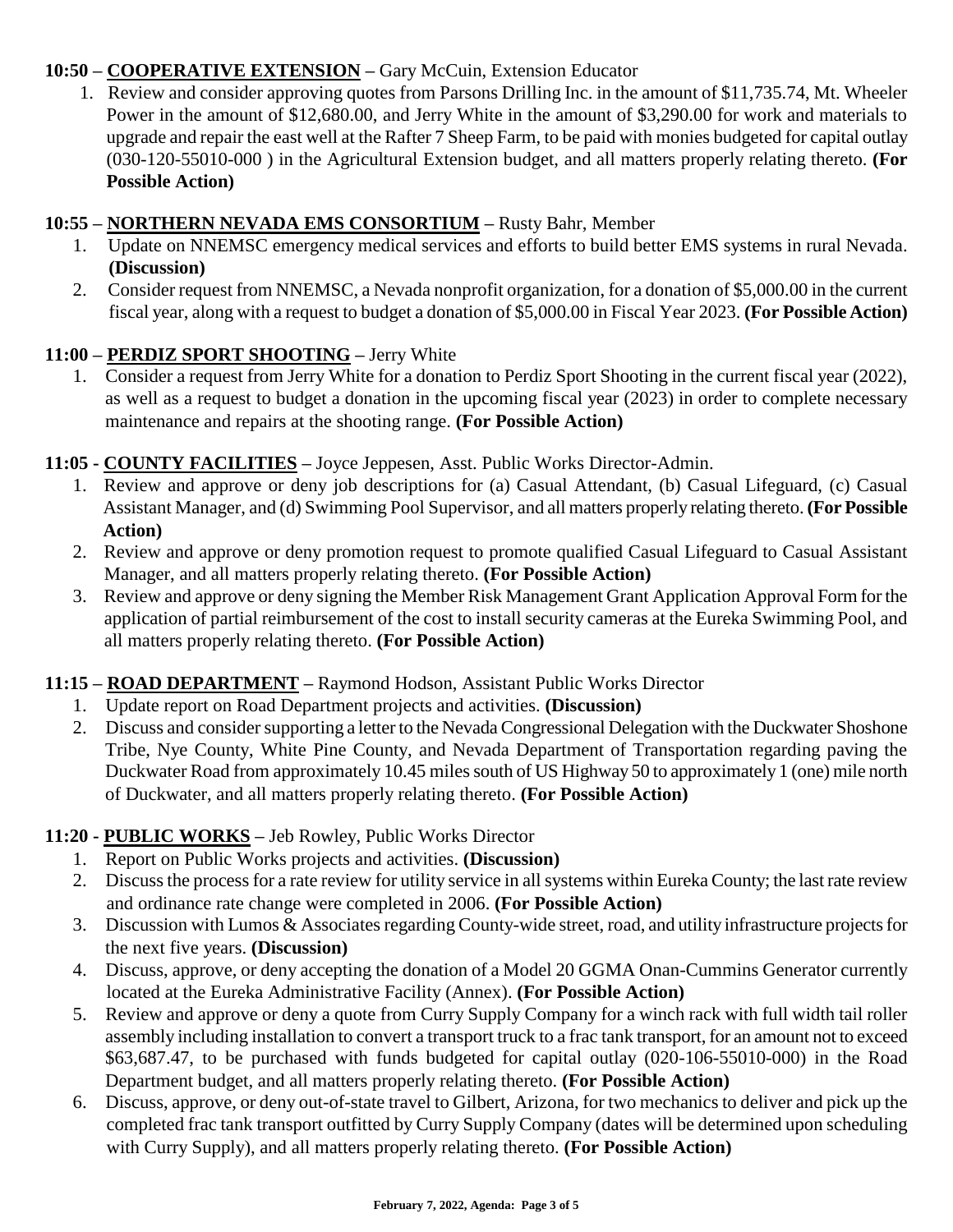**10:50 – COOPERATIVE EXTENSION –** Gary McCuin, Extension Educator

1. Review and consider approving quotes from Parsons Drilling Inc. in the amount of $11,735.74, Mt. Wheeler Power in the amount of $12,680.00, and Jerry White in the amount of $3,290.00 for work and materials to upgrade and repair the east well at the Rafter 7 Sheep Farm, to be paid with monies budgeted for capital outlay (030-120-55010-000 ) in the Agricultural Extension budget, and all matters properly relating thereto. **(For Possible Action)**

**10:55 – NORTHERN NEVADA EMS CONSORTIUM –** Rusty Bahr, Member

1. Update on NNEMSC emergency medical services and efforts to build better EMS systems in rural Nevada. **(Discussion)**
2. Consider request from NNEMSC, a Nevada nonprofit organization, for a donation of $5,000.00 in the current fiscal year, along with a request to budget a donation of $5,000.00 in Fiscal Year 2023. **(For Possible Action)**

**11:00 – PERDIZ SPORT SHOOTING –** Jerry White

1. Consider a request from Jerry White for a donation to Perdiz Sport Shooting in the current fiscal year (2022), as well as a request to budget a donation in the upcoming fiscal year (2023) in order to complete necessary maintenance and repairs at the shooting range. **(For Possible Action)**

**11:05 - COUNTY FACILITIES –** Joyce Jeppesen, Asst. Public Works Director-Admin.

1. Review and approve or deny job descriptions for (a) Casual Attendant, (b) Casual Lifeguard, (c) Casual Assistant Manager, and (d) Swimming Pool Supervisor, and all matters properly relating thereto. **(For Possible Action)**
2. Review and approve or deny promotion request to promote qualified Casual Lifeguard to Casual Assistant Manager, and all matters properly relating thereto. **(For Possible Action)**
3. Review and approve or deny signing the Member Risk Management Grant Application Approval Form for the application of partial reimbursement of the cost to install security cameras at the Eureka Swimming Pool, and all matters properly relating thereto. **(For Possible Action)**

**11:15 – ROAD DEPARTMENT –** Raymond Hodson, Assistant Public Works Director

1. Update report on Road Department projects and activities. **(Discussion)**
2. Discuss and consider supporting a letter to the Nevada Congressional Delegation with the Duckwater Shoshone Tribe, Nye County, White Pine County, and Nevada Department of Transportation regarding paving the Duckwater Road from approximately 10.45 miles south of US Highway 50 to approximately 1 (one) mile north of Duckwater, and all matters properly relating thereto. **(For Possible Action)**

**11:20 - PUBLIC WORKS –** Jeb Rowley, Public Works Director

1. Report on Public Works projects and activities. **(Discussion)**
2. Discuss the process for a rate review for utility service in all systems within Eureka County; the last rate review and ordinance rate change were completed in 2006. **(For Possible Action)**
3. Discussion with Lumos & Associates regarding County-wide street, road, and utility infrastructure projects for the next five years. **(Discussion)**
4. Discuss, approve, or deny accepting the donation of a Model 20 GGMA Onan-Cummins Generator currently located at the Eureka Administrative Facility (Annex). **(For Possible Action)**
5. Review and approve or deny a quote from Curry Supply Company for a winch rack with full width tail roller assembly including installation to convert a transport truck to a frac tank transport, for an amount not to exceed $63,687.47, to be purchased with funds budgeted for capital outlay (020-106-55010-000) in the Road Department budget, and all matters properly relating thereto. **(For Possible Action)**
6. Discuss, approve, or deny out-of-state travel to Gilbert, Arizona, for two mechanics to deliver and pick up the completed frac tank transport outfitted by Curry Supply Company (dates will be determined upon scheduling with Curry Supply), and all matters properly relating thereto. **(For Possible Action)**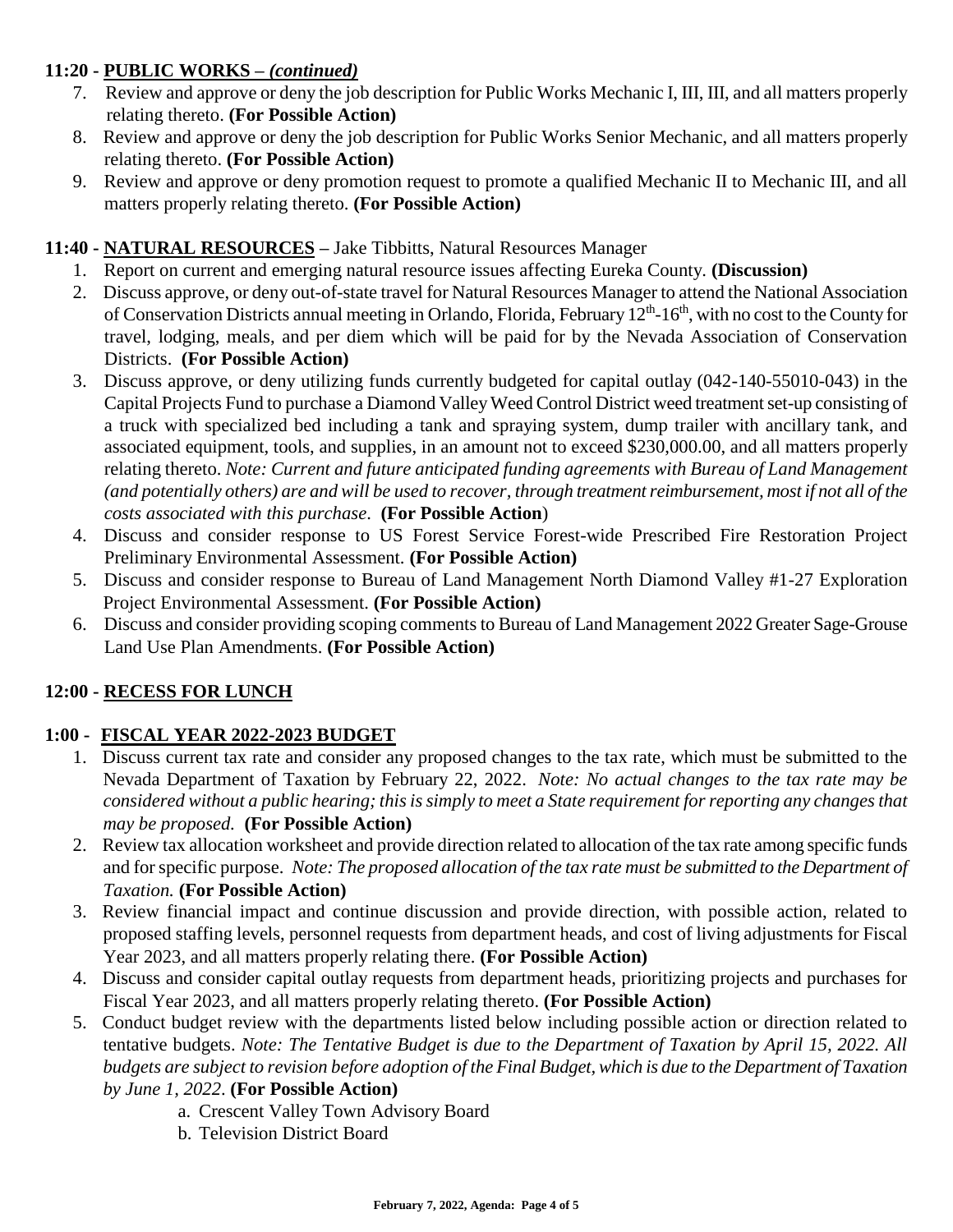**11:20 - PUBLIC WORKS –** ***(continued)***

7. Review and approve or deny the job description for Public Works Mechanic I, III, III, and all matters properly relating thereto. **(For Possible Action)**
8. Review and approve or deny the job description for Public Works Senior Mechanic, and all matters properly relating thereto. **(For Possible Action)**
9. Review and approve or deny promotion request to promote a qualified Mechanic II to Mechanic III, and all matters properly relating thereto. **(For Possible Action)**

**11:40 - NATURAL RESOURCES –** Jake Tibbitts, Natural Resources Manager

1. Report on current and emerging natural resource issues affecting Eureka County. **(Discussion)**
2. Discuss approve, or deny out-of-state travel for Natural Resources Manager to attend the National Association of Conservation Districts annual meeting in Orlando, Florida, February 12th-16th, with no cost to the County for travel, lodging, meals, and per diem which will be paid for by the Nevada Association of Conservation Districts. **(For Possible Action)**
3. Discuss approve, or deny utilizing funds currently budgeted for capital outlay (042-140-55010-043) in the Capital Projects Fund to purchase a Diamond Valley Weed Control District weed treatment set-up consisting of a truck with specialized bed including a tank and spraying system, dump trailer with ancillary tank, and associated equipment, tools, and supplies, in an amount not to exceed $230,000.00, and all matters properly relating thereto. *Note: Current and future anticipated funding agreements with Bureau of Land Management (and potentially others) are and will be used to recover, through treatment reimbursement, most if not all of the costs associated with this purchase*. **(For Possible Action)**
4. Discuss and consider response to US Forest Service Forest-wide Prescribed Fire Restoration Project Preliminary Environmental Assessment. **(For Possible Action)**
5. Discuss and consider response to Bureau of Land Management North Diamond Valley #1-27 Exploration Project Environmental Assessment. **(For Possible Action)**
6. Discuss and consider providing scoping comments to Bureau of Land Management 2022 Greater Sage-Grouse Land Use Plan Amendments. **(For Possible Action)**

**12:00 - RECESS FOR LUNCH**

**1:00 - FISCAL YEAR 2022-2023 BUDGET**

1. Discuss current tax rate and consider any proposed changes to the tax rate, which must be submitted to the Nevada Department of Taxation by February 22, 2022. *Note: No actual changes to the tax rate may be considered without a public hearing; this is simply to meet a State requirement for reporting any changes that may be proposed.* **(For Possible Action)**
2. Review tax allocation worksheet and provide direction related to allocation of the tax rate among specific funds and for specific purpose. *Note: The proposed allocation of the tax rate must be submitted to the Department of Taxation.* **(For Possible Action)**
3. Review financial impact and continue discussion and provide direction, with possible action, related to proposed staffing levels, personnel requests from department heads, and cost of living adjustments for Fiscal Year 2023, and all matters properly relating there. **(For Possible Action)**
4. Discuss and consider capital outlay requests from department heads, prioritizing projects and purchases for Fiscal Year 2023, and all matters properly relating thereto. **(For Possible Action)**
5. Conduct budget review with the departments listed below including possible action or direction related to tentative budgets. *Note: The Tentative Budget is due to the Department of Taxation by April 15, 2022. All budgets are subject to revision before adoption of the Final Budget, which is due to the Department of Taxation by June 1, 2022.* **(For Possible Action)**
    a. Crescent Valley Town Advisory Board
    b. Television District Board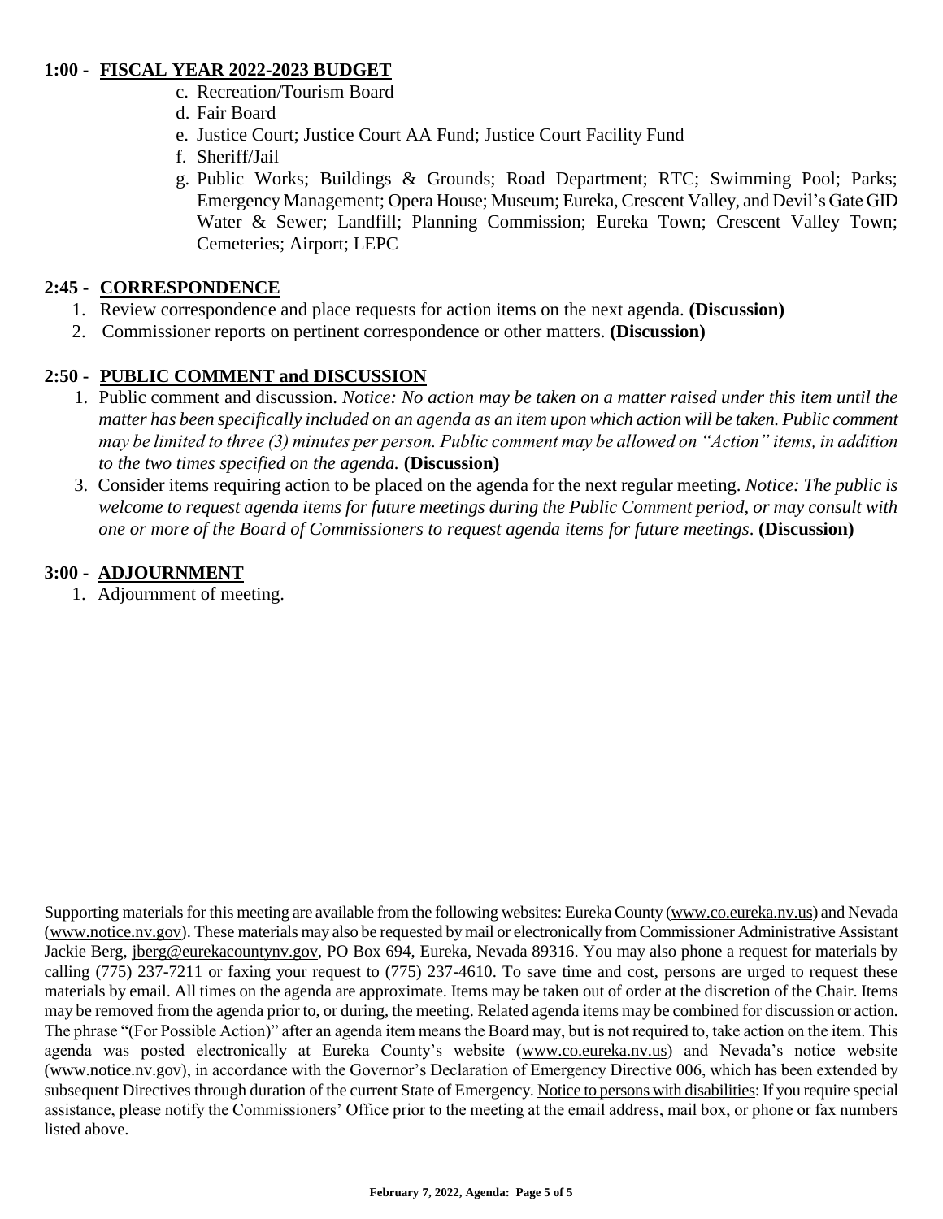**1:00 - FISCAL YEAR 2022-2023 BUDGET**

c. Recreation/Tourism Board
d. Fair Board
e. Justice Court; Justice Court AA Fund; Justice Court Facility Fund
f. Sheriff/Jail
g. Public Works; Buildings & Grounds; Road Department; RTC; Swimming Pool; Parks; Emergency Management; Opera House; Museum; Eureka, Crescent Valley, and Devil's Gate GID Water & Sewer; Landfill; Planning Commission; Eureka Town; Crescent Valley Town; Cemeteries; Airport; LEPC

**2:45 - CORRESPONDENCE**

1. Review correspondence and place requests for action items on the next agenda. **(Discussion)**
2. Commissioner reports on pertinent correspondence or other matters. **(Discussion)**

**2:50 - PUBLIC COMMENT and DISCUSSION**

1. Public comment and discussion. *Notice: No action may be taken on a matter raised under this item until the matter has been specifically included on an agenda as an item upon which action will be taken. Public comment may be limited to three (3) minutes per person. Public comment may be allowed on "Action" items, in addition to the two times specified on the agenda.* **(Discussion)**
3. Consider items requiring action to be placed on the agenda for the next regular meeting. *Notice: The public is welcome to request agenda items for future meetings during the Public Comment period, or may consult with one or more of the Board of Commissioners to request agenda items for future meetings*. **(Discussion)**

**3:00 - ADJOURNMENT**

1. Adjournment of meeting.

Supporting materials for this meeting are available from the following websites: Eureka County (www.co.eureka.nv.us) and Nevada (www.notice.nv.gov). These materials may also be requested by mail or electronically from Commissioner Administrative Assistant Jackie Berg, jberg@eurekacountynv.gov, PO Box 694, Eureka, Nevada 89316. You may also phone a request for materials by calling (775) 237-7211 or faxing your request to (775) 237-4610. To save time and cost, persons are urged to request these materials by email. All times on the agenda are approximate. Items may be taken out of order at the discretion of the Chair. Items may be removed from the agenda prior to, or during, the meeting. Related agenda items may be combined for discussion or action. The phrase "(For Possible Action)" after an agenda item means the Board may, but is not required to, take action on the item. This agenda was posted electronically at Eureka County's website (www.co.eureka.nv.us) and Nevada's notice website (www.notice.nv.gov), in accordance with the Governor's Declaration of Emergency Directive 006, which has been extended by subsequent Directives through duration of the current State of Emergency. Notice to persons with disabilities: If you require special assistance, please notify the Commissioners' Office prior to the meeting at the email address, mail box, or phone or fax numbers listed above.